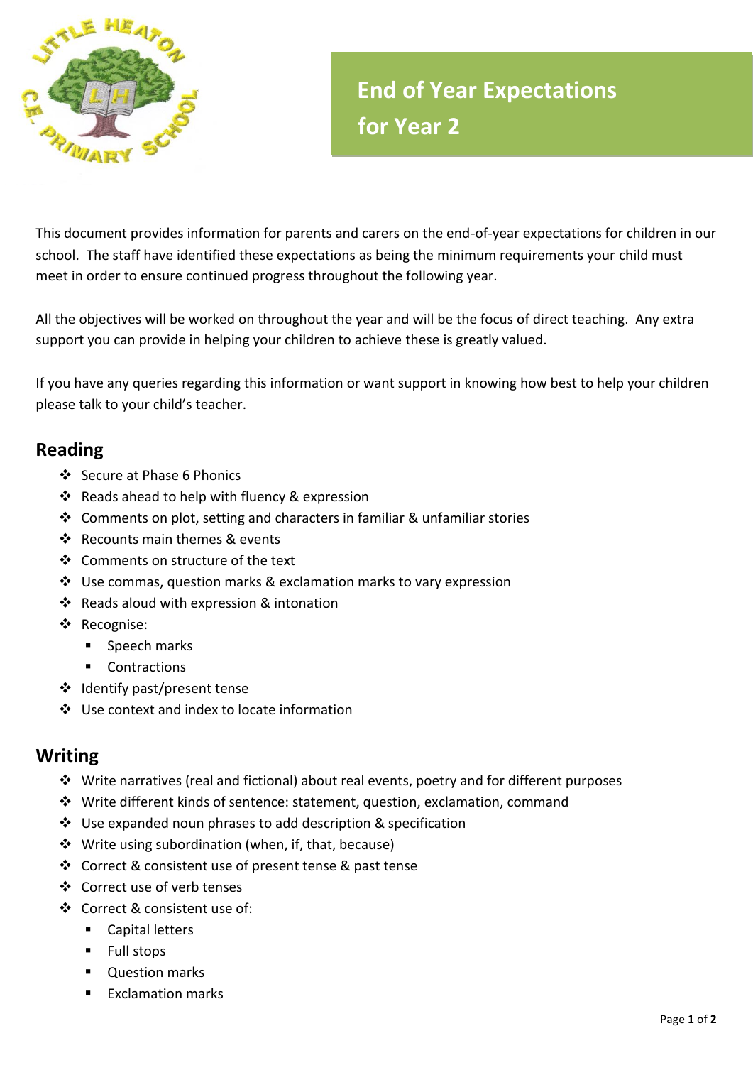# End of Year Expectations for Year 2

This document provides information for parents and carers on the end-of-year expectations for children in our school. The staff have identified these expectations as being the minimum requirements your child must meet in order to ensure continued progress throughout the following year.

All the objectives will be worked on throughout the year and will be the focus of direct teaching. Any extra support you can provide in helping your children to achieve these is greatly valued.

If you have any queries regarding this information or want support in knowing how best to help your children please talk to your child's teacher.

## Reading

- Secure at Phase 6 Phonics
- Reads ahead to help with fluency & expression
- Comments on plot, setting and characters in familiar & unfamiliar stories
- Recounts main themes & events
- Comments on structure of the text
- Use commas, question marks & exclamation marks to vary expression
- Reads aloud with expression & intonation
- Recognise:
  - Speech marks
  - Contractions
- Identify past/present tense
- Use context and index to locate information

## Writing

- Write narratives (real and fictional) about real events, poetry and for different purposes
- Write different kinds of sentence: statement, question, exclamation, command
- Use expanded noun phrases to add description & specification
- Write using subordination (when, if, that, because)
- Correct & consistent use of present tense & past tense
- Correct use of verb tenses
- Correct & consistent use of:
  - Capital letters
  - Full stops
  - Question marks
  - Exclamation marks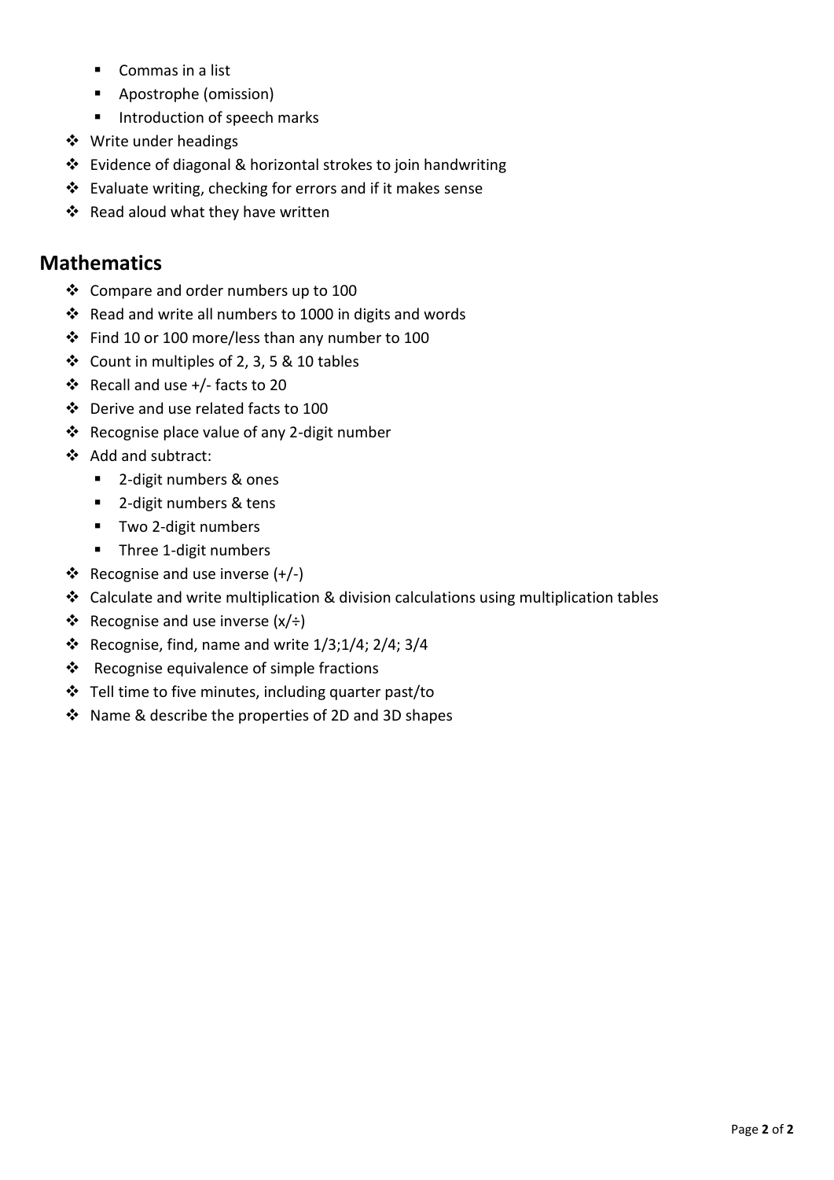- Commas in a list
  - Apostrophe (omission)
  - Introduction of speech marks
- Write under headings
- Evidence of diagonal & horizontal strokes to join handwriting
- Evaluate writing, checking for errors and if it makes sense
- Read aloud what they have written

## Mathematics

- Compare and order numbers up to 100
- Read and write all numbers to 1000 in digits and words
- Find 10 or 100 more/less than any number to 100
- Count in multiples of 2, 3, 5 & 10 tables
- Recall and use +/- facts to 20
- Derive and use related facts to 100
- Recognise place value of any 2-digit number
- Add and subtract:
  - 2-digit numbers & ones
  - 2-digit numbers & tens
  - Two 2-digit numbers
  - Three 1-digit numbers
- Recognise and use inverse (+/-)
- Calculate and write multiplication & division calculations using multiplication tables
- Recognise and use inverse (x/÷)
- Recognise, find, name and write 1/3;1/4; 2/4; 3/4
- Recognise equivalence of simple fractions
- Tell time to five minutes, including quarter past/to
- Name & describe the properties of 2D and 3D shapes